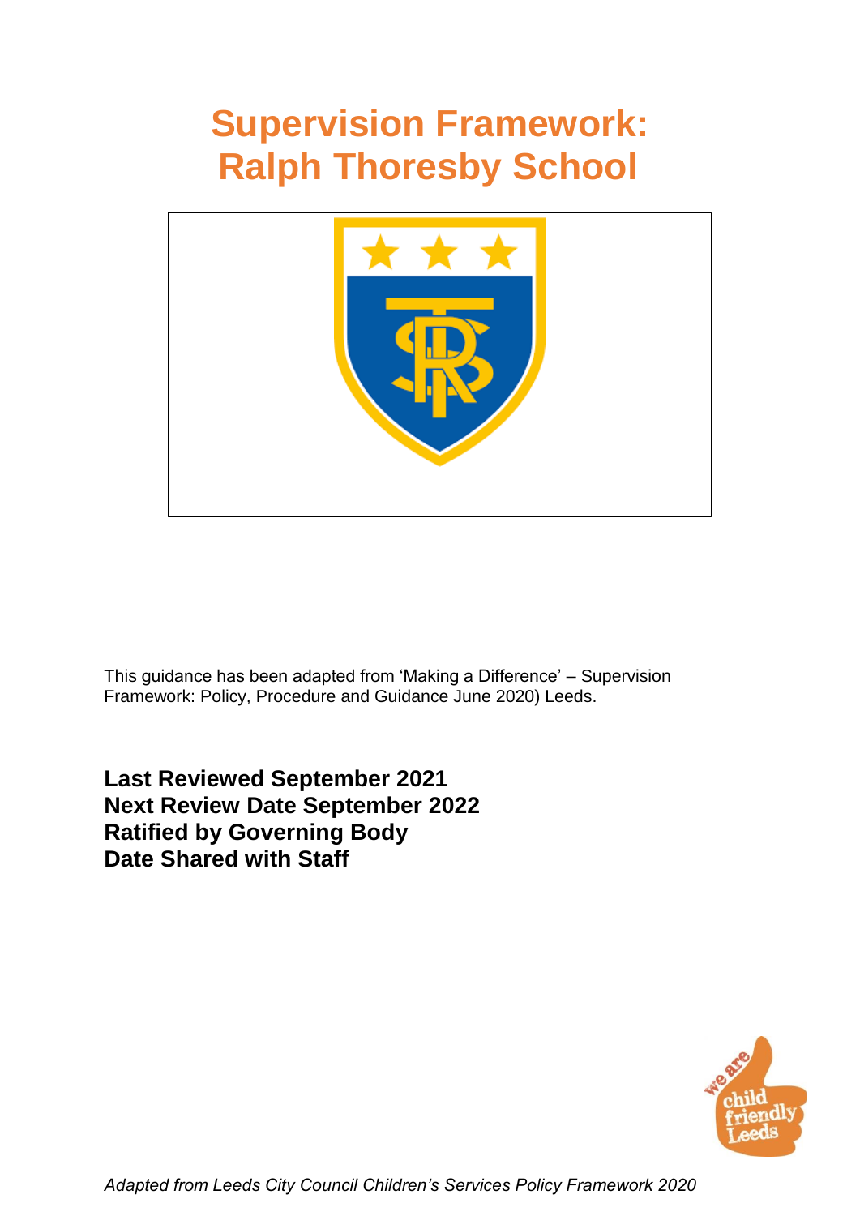# Supervision Framework: Ralph Thoresby School

This guidance has been adapted from 'Making a Difference' – Supervision Framework: Policy, Procedure and Guidance June 2020) Leeds.

**Last Reviewed September 2021**
**Next Review Date September 2022**
**Ratified by Governing Body**
**Date Shared with Staff**

*Adapted from Leeds City Council Children's Services Policy Framework 2020*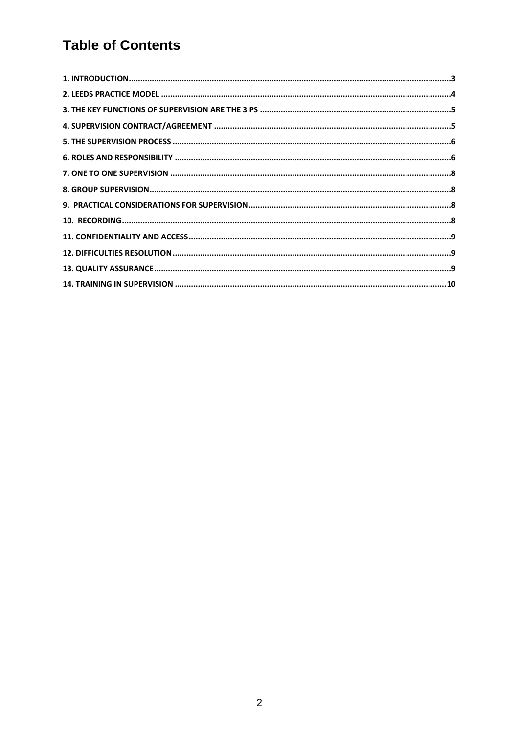# Table of Contents

1. INTRODUCTION ........................................................ 3
2. LEEDS PRACTICE MODEL ........................................................ 4
3. THE KEY FUNCTIONS OF SUPERVISION ARE THE 3 PS ........................................................ 5
4. SUPERVISION CONTRACT/AGREEMENT ........................................................ 5
5. THE SUPERVISION PROCESS ........................................................ 6
6. ROLES AND RESPONSIBILITY ........................................................ 6
7. ONE TO ONE SUPERVISION ........................................................ 8
8. GROUP SUPERVISION ........................................................ 8
9. PRACTICAL CONSIDERATIONS FOR SUPERVISION ........................................................ 8
10. RECORDING ........................................................ 8
11. CONFIDENTIALITY AND ACCESS ........................................................ 9
12. DIFFICULTIES RESOLUTION ........................................................ 9
13. QUALITY ASSURANCE ........................................................ 9
14. TRAINING IN SUPERVISION ........................................................ 10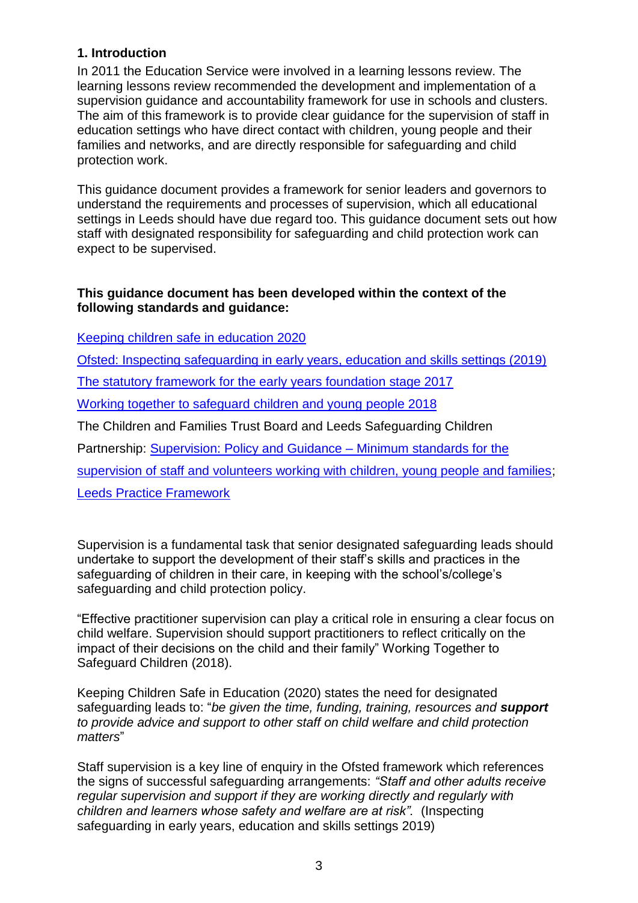## 1. Introduction

In 2011 the Education Service were involved in a learning lessons review. The learning lessons review recommended the development and implementation of a supervision guidance and accountability framework for use in schools and clusters. The aim of this framework is to provide clear guidance for the supervision of staff in education settings who have direct contact with children, young people and their families and networks, and are directly responsible for safeguarding and child protection work.

This guidance document provides a framework for senior leaders and governors to understand the requirements and processes of supervision, which all educational settings in Leeds should have due regard too. This guidance document sets out how staff with designated responsibility for safeguarding and child protection work can expect to be supervised.

**This guidance document has been developed within the context of the following standards and guidance:**

Keeping children safe in education 2020

Ofsted: Inspecting safeguarding in early years, education and skills settings (2019)

The statutory framework for the early years foundation stage 2017

Working together to safeguard children and young people 2018

The Children and Families Trust Board and Leeds Safeguarding Children Partnership: Supervision: Policy and Guidance – Minimum standards for the supervision of staff and volunteers working with children, young people and families;

Leeds Practice Framework

Supervision is a fundamental task that senior designated safeguarding leads should undertake to support the development of their staff's skills and practices in the safeguarding of children in their care, in keeping with the school's/college's safeguarding and child protection policy.

"Effective practitioner supervision can play a critical role in ensuring a clear focus on child welfare. Supervision should support practitioners to reflect critically on the impact of their decisions on the child and their family" Working Together to Safeguard Children (2018).

Keeping Children Safe in Education (2020) states the need for designated safeguarding leads to: "*be given the time, funding, training, resources and **support** to provide advice and support to other staff on child welfare and child protection matters*"

Staff supervision is a key line of enquiry in the Ofsted framework which references the signs of successful safeguarding arrangements: *"Staff and other adults receive regular supervision and support if they are working directly and regularly with children and learners whose safety and welfare are at risk".* (Inspecting safeguarding in early years, education and skills settings 2019)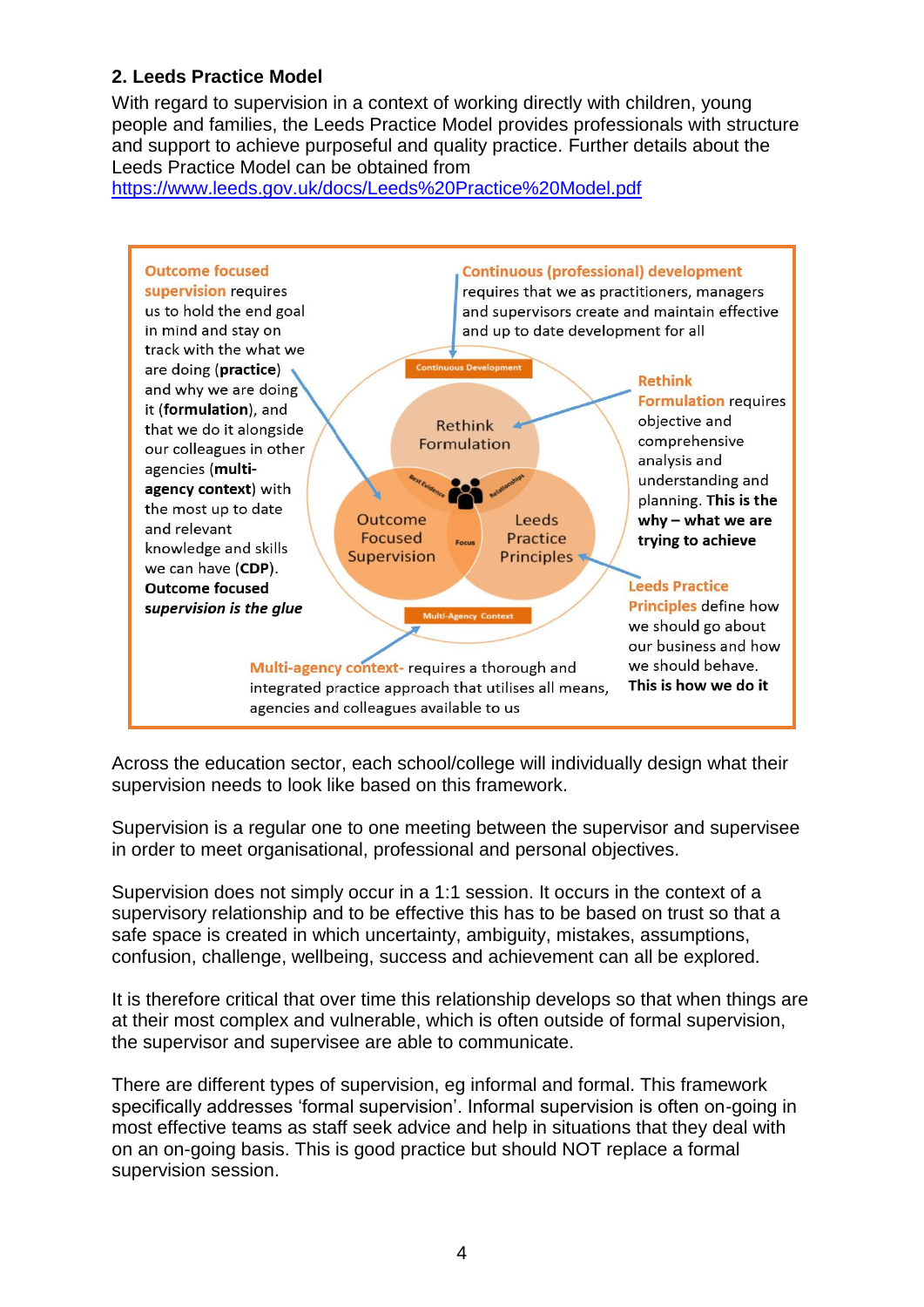## 2. Leeds Practice Model

With regard to supervision in a context of working directly with children, young people and families, the Leeds Practice Model provides professionals with structure and support to achieve purposeful and quality practice. Further details about the Leeds Practice Model can be obtained from https://www.leeds.gov.uk/docs/Leeds%20Practice%20Model.pdf

**Outcome focused supervision** requires us to hold the end goal in mind and stay on track with the what we are doing (**practice**) and why we are doing it (**formulation**), and that we do it alongside our colleagues in other agencies (**multi-agency context**) with the most up to date and relevant knowledge and skills we can have (**CDP**). **Outcome focused *supervision is the glue***

**Continuous (professional) development** requires that we as practitioners, managers and supervisors create and maintain effective and up to date development for all

Continuous Development

Rethink Formulation

Best Evidence

Relationships

Outcome Focused Supervision

Focus

Leeds Practice Principles

Multi-Agency Context

**Rethink Formulation** requires objective and comprehensive analysis and understanding and planning. **This is the why – what we are trying to achieve**

**Leeds Practice Principles** define how we should go about our business and how we should behave. **This is how we do it**

**Multi-agency context-** requires a thorough and integrated practice approach that utilises all means, agencies and colleagues available to us

Across the education sector, each school/college will individually design what their supervision needs to look like based on this framework.

Supervision is a regular one to one meeting between the supervisor and supervisee in order to meet organisational, professional and personal objectives.

Supervision does not simply occur in a 1:1 session. It occurs in the context of a supervisory relationship and to be effective this has to be based on trust so that a safe space is created in which uncertainty, ambiguity, mistakes, assumptions, confusion, challenge, wellbeing, success and achievement can all be explored.

It is therefore critical that over time this relationship develops so that when things are at their most complex and vulnerable, which is often outside of formal supervision, the supervisor and supervisee are able to communicate.

There are different types of supervision, eg informal and formal. This framework specifically addresses 'formal supervision'. Informal supervision is often on-going in most effective teams as staff seek advice and help in situations that they deal with on an on-going basis. This is good practice but should NOT replace a formal supervision session.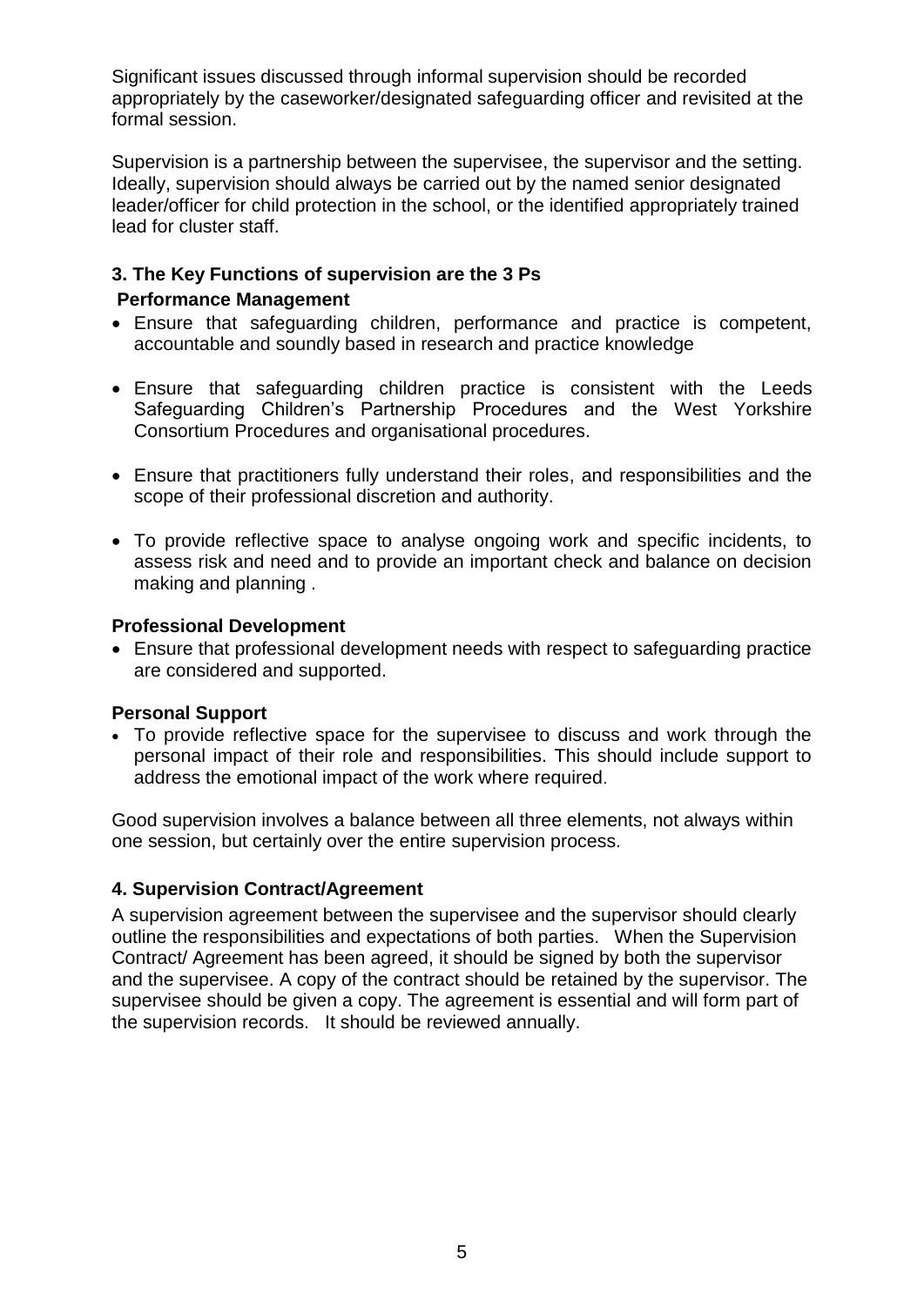Significant issues discussed through informal supervision should be recorded appropriately by the caseworker/designated safeguarding officer and revisited at the formal session.

Supervision is a partnership between the supervisee, the supervisor and the setting. Ideally, supervision should always be carried out by the named senior designated leader/officer for child protection in the school, or the identified appropriately trained lead for cluster staff.

### 3. The Key Functions of supervision are the 3 Ps

**Performance Management**

- Ensure that safeguarding children, performance and practice is competent, accountable and soundly based in research and practice knowledge
- Ensure that safeguarding children practice is consistent with the Leeds Safeguarding Children's Partnership Procedures and the West Yorkshire Consortium Procedures and organisational procedures.
- Ensure that practitioners fully understand their roles, and responsibilities and the scope of their professional discretion and authority.
- To provide reflective space to analyse ongoing work and specific incidents, to assess risk and need and to provide an important check and balance on decision making and planning .

**Professional Development**

- Ensure that professional development needs with respect to safeguarding practice are considered and supported.

**Personal Support**

- To provide reflective space for the supervisee to discuss and work through the personal impact of their role and responsibilities. This should include support to address the emotional impact of the work where required.

Good supervision involves a balance between all three elements, not always within one session, but certainly over the entire supervision process.

### 4. Supervision Contract/Agreement

A supervision agreement between the supervisee and the supervisor should clearly outline the responsibilities and expectations of both parties. When the Supervision Contract/ Agreement has been agreed, it should be signed by both the supervisor and the supervisee. A copy of the contract should be retained by the supervisor. The supervisee should be given a copy. The agreement is essential and will form part of the supervision records. It should be reviewed annually.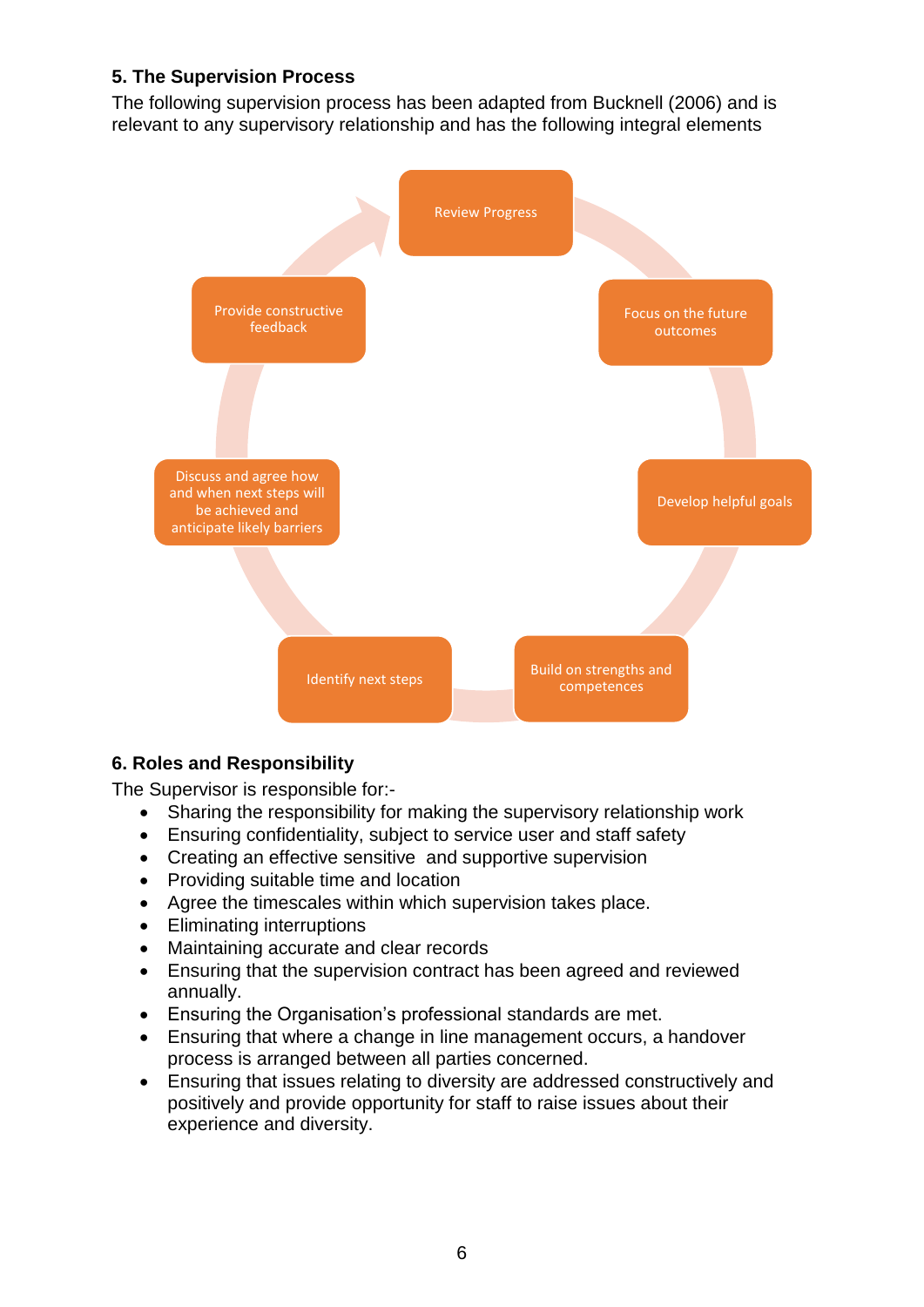## 5. The Supervision Process

The following supervision process has been adapted from Bucknell (2006) and is relevant to any supervisory relationship and has the following integral elements

- Review Progress
- Focus on the future outcomes
- Develop helpful goals
- Build on strengths and competences
- Identify next steps
- Discuss and agree how and when next steps will be achieved and anticipate likely barriers
- Provide constructive feedback

## 6. Roles and Responsibility

The Supervisor is responsible for:-

- Sharing the responsibility for making the supervisory relationship work
- Ensuring confidentiality, subject to service user and staff safety
- Creating an effective sensitive and supportive supervision
- Providing suitable time and location
- Agree the timescales within which supervision takes place.
- Eliminating interruptions
- Maintaining accurate and clear records
- Ensuring that the supervision contract has been agreed and reviewed annually.
- Ensuring the Organisation's professional standards are met.
- Ensuring that where a change in line management occurs, a handover process is arranged between all parties concerned.
- Ensuring that issues relating to diversity are addressed constructively and positively and provide opportunity for staff to raise issues about their experience and diversity.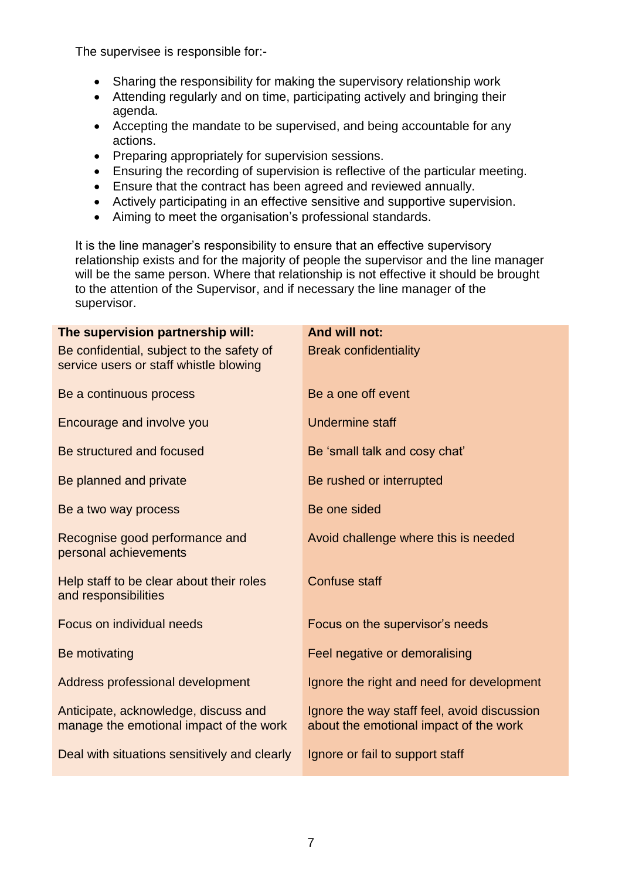The supervisee is responsible for:-

- Sharing the responsibility for making the supervisory relationship work
- Attending regularly and on time, participating actively and bringing their agenda.
- Accepting the mandate to be supervised, and being accountable for any actions.
- Preparing appropriately for supervision sessions.
- Ensuring the recording of supervision is reflective of the particular meeting.
- Ensure that the contract has been agreed and reviewed annually.
- Actively participating in an effective sensitive and supportive supervision.
- Aiming to meet the organisation's professional standards.

It is the line manager's responsibility to ensure that an effective supervisory relationship exists and for the majority of people the supervisor and the line manager will be the same person. Where that relationship is not effective it should be brought to the attention of the Supervisor, and if necessary the line manager of the supervisor.

| **The supervision partnership will:** | **And will not:** |
|---|---|
| Be confidential, subject to the safety of service users or staff whistle blowing | Break confidentiality |
| Be a continuous process | Be a one off event |
| Encourage and involve you | Undermine staff |
| Be structured and focused | Be 'small talk and cosy chat' |
| Be planned and private | Be rushed or interrupted |
| Be a two way process | Be one sided |
| Recognise good performance and personal achievements | Avoid challenge where this is needed |
| Help staff to be clear about their roles and responsibilities | Confuse staff |
| Focus on individual needs | Focus on the supervisor's needs |
| Be motivating | Feel negative or demoralising |
| Address professional development | Ignore the right and need for development |
| Anticipate, acknowledge, discuss and manage the emotional impact of the work | Ignore the way staff feel, avoid discussion about the emotional impact of the work |
| Deal with situations sensitively and clearly | Ignore or fail to support staff |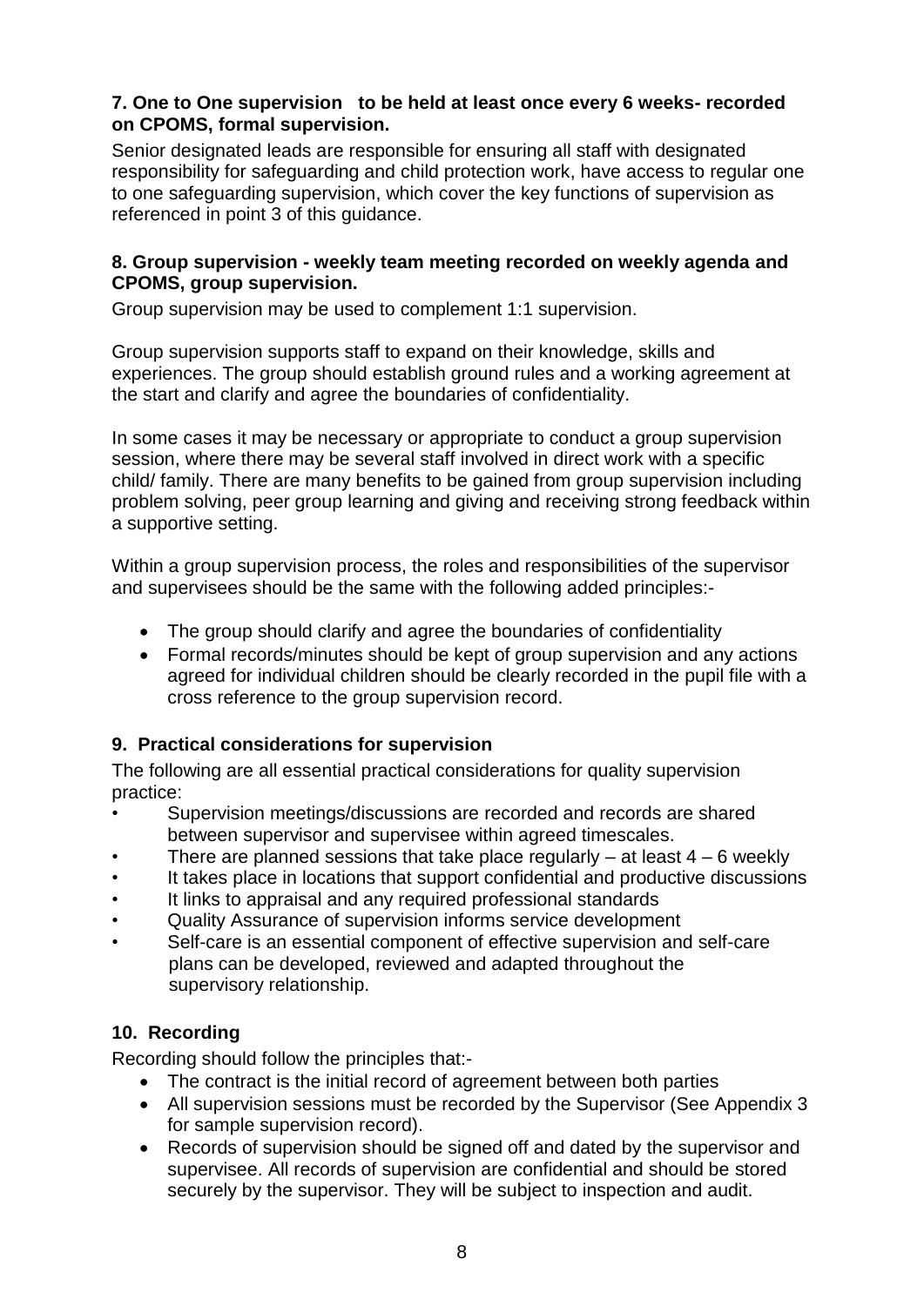### 7. One to One supervision to be held at least once every 6 weeks- recorded on CPOMS, formal supervision.

Senior designated leads are responsible for ensuring all staff with designated responsibility for safeguarding and child protection work, have access to regular one to one safeguarding supervision, which cover the key functions of supervision as referenced in point 3 of this guidance.

### 8. Group supervision - weekly team meeting recorded on weekly agenda and CPOMS, group supervision.

Group supervision may be used to complement 1:1 supervision.

Group supervision supports staff to expand on their knowledge, skills and experiences. The group should establish ground rules and a working agreement at the start and clarify and agree the boundaries of confidentiality.

In some cases it may be necessary or appropriate to conduct a group supervision session, where there may be several staff involved in direct work with a specific child/ family. There are many benefits to be gained from group supervision including problem solving, peer group learning and giving and receiving strong feedback within a supportive setting.

Within a group supervision process, the roles and responsibilities of the supervisor and supervisees should be the same with the following added principles:-

- The group should clarify and agree the boundaries of confidentiality
- Formal records/minutes should be kept of group supervision and any actions agreed for individual children should be clearly recorded in the pupil file with a cross reference to the group supervision record.

### 9. Practical considerations for supervision

The following are all essential practical considerations for quality supervision practice:

- Supervision meetings/discussions are recorded and records are shared between supervisor and supervisee within agreed timescales.
- There are planned sessions that take place regularly – at least 4 – 6 weekly
- It takes place in locations that support confidential and productive discussions
- It links to appraisal and any required professional standards
- Quality Assurance of supervision informs service development
- Self-care is an essential component of effective supervision and self-care plans can be developed, reviewed and adapted throughout the supervisory relationship.

### 10. Recording

Recording should follow the principles that:-

- The contract is the initial record of agreement between both parties
- All supervision sessions must be recorded by the Supervisor (See Appendix 3 for sample supervision record).
- Records of supervision should be signed off and dated by the supervisor and supervisee. All records of supervision are confidential and should be stored securely by the supervisor. They will be subject to inspection and audit.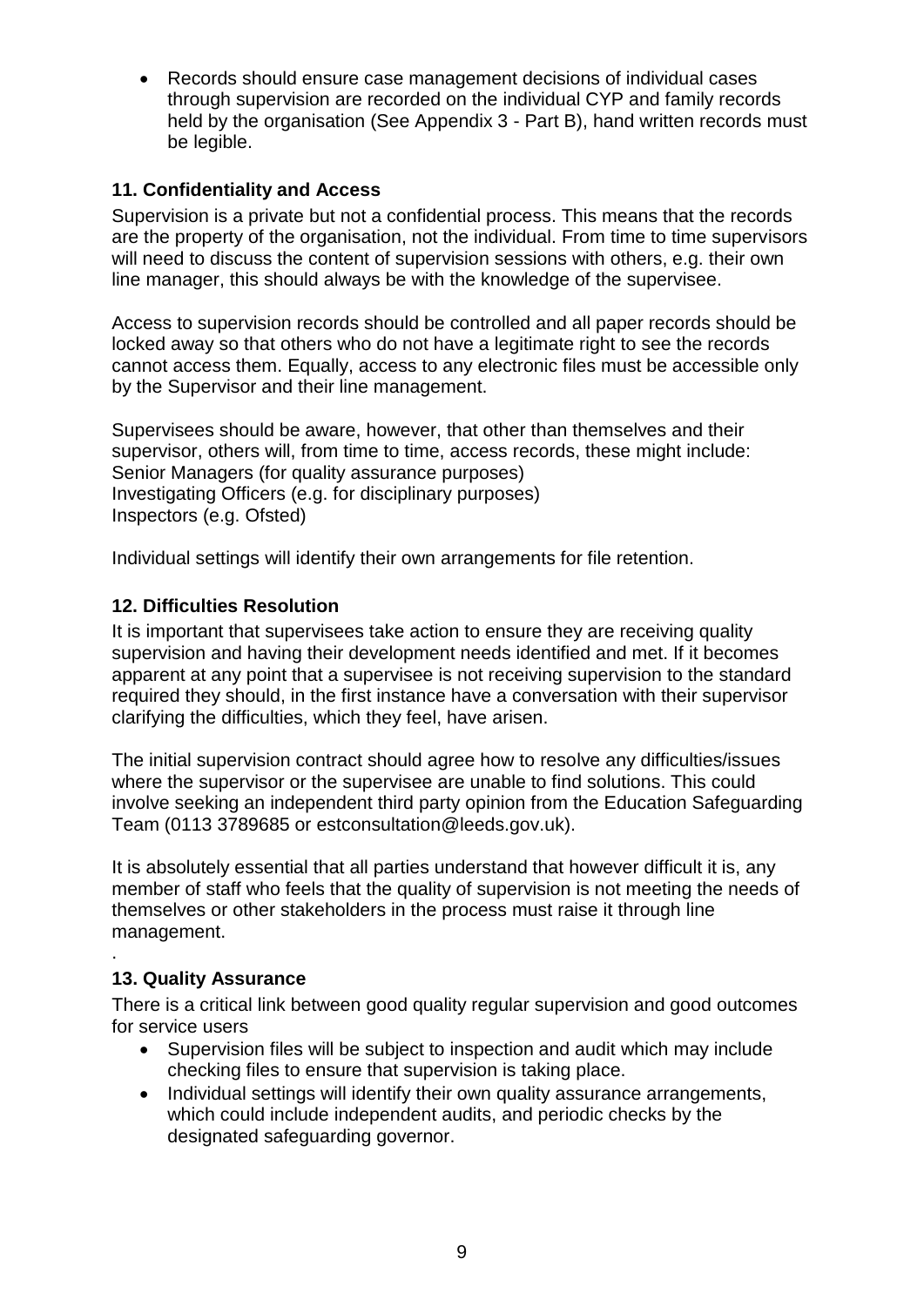- Records should ensure case management decisions of individual cases through supervision are recorded on the individual CYP and family records held by the organisation (See Appendix 3 - Part B), hand written records must be legible.

### 11. Confidentiality and Access

Supervision is a private but not a confidential process. This means that the records are the property of the organisation, not the individual. From time to time supervisors will need to discuss the content of supervision sessions with others, e.g. their own line manager, this should always be with the knowledge of the supervisee.

Access to supervision records should be controlled and all paper records should be locked away so that others who do not have a legitimate right to see the records cannot access them. Equally, access to any electronic files must be accessible only by the Supervisor and their line management.

Supervisees should be aware, however, that other than themselves and their supervisor, others will, from time to time, access records, these might include:
Senior Managers (for quality assurance purposes)
Investigating Officers (e.g. for disciplinary purposes)
Inspectors (e.g. Ofsted)

Individual settings will identify their own arrangements for file retention.

### 12. Difficulties Resolution

It is important that supervisees take action to ensure they are receiving quality supervision and having their development needs identified and met. If it becomes apparent at any point that a supervisee is not receiving supervision to the standard required they should, in the first instance have a conversation with their supervisor clarifying the difficulties, which they feel, have arisen.

The initial supervision contract should agree how to resolve any difficulties/issues where the supervisor or the supervisee are unable to find solutions. This could involve seeking an independent third party opinion from the Education Safeguarding Team (0113 3789685 or estconsultation@leeds.gov.uk).

It is absolutely essential that all parties understand that however difficult it is, any member of staff who feels that the quality of supervision is not meeting the needs of themselves or other stakeholders in the process must raise it through line management.

.

### 13. Quality Assurance

There is a critical link between good quality regular supervision and good outcomes for service users

- Supervision files will be subject to inspection and audit which may include checking files to ensure that supervision is taking place.
- Individual settings will identify their own quality assurance arrangements, which could include independent audits, and periodic checks by the designated safeguarding governor.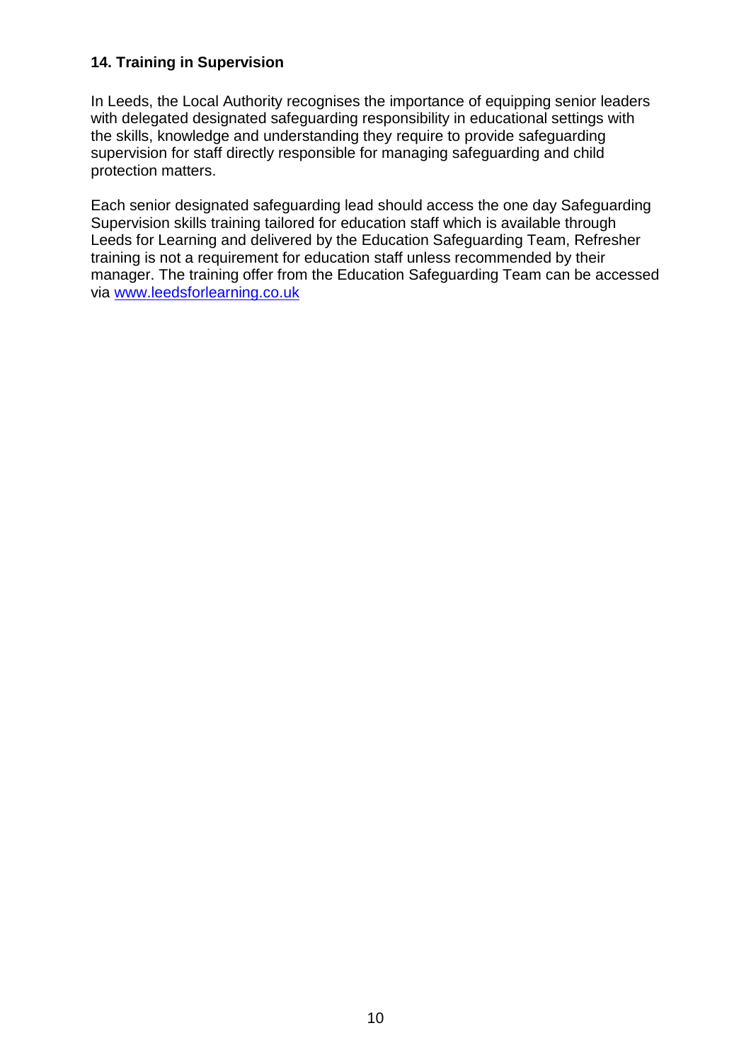### 14. Training in Supervision

In Leeds, the Local Authority recognises the importance of equipping senior leaders with delegated designated safeguarding responsibility in educational settings with the skills, knowledge and understanding they require to provide safeguarding supervision for staff directly responsible for managing safeguarding and child protection matters.

Each senior designated safeguarding lead should access the one day Safeguarding Supervision skills training tailored for education staff which is available through Leeds for Learning and delivered by the Education Safeguarding Team, Refresher training is not a requirement for education staff unless recommended by their manager. The training offer from the Education Safeguarding Team can be accessed via [www.leedsforlearning.co.uk](http://www.leedsforlearning.co.uk)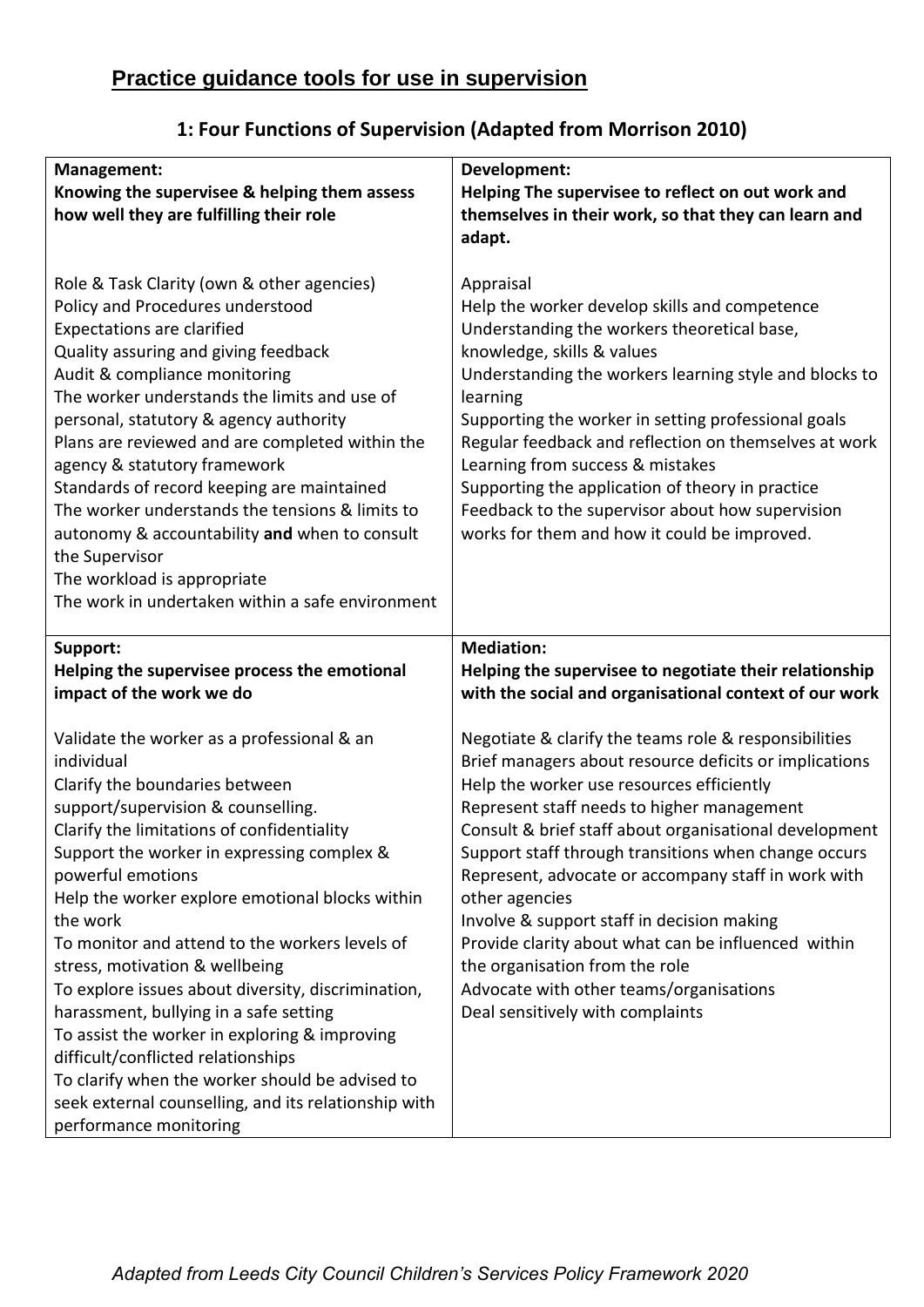## Practice guidance tools for use in supervision

### 1: Four Functions of Supervision (Adapted from Morrison 2010)

| **Management:**<br>**Knowing the supervisee & helping them assess how well they are fulfilling their role** | **Development:**<br>**Helping The supervisee to reflect on out work and themselves in their work, so that they can learn and adapt.** |
|---|---|
| Role & Task Clarity (own & other agencies)<br>Policy and Procedures understood<br>Expectations are clarified<br>Quality assuring and giving feedback<br>Audit & compliance monitoring<br>The worker understands the limits and use of personal, statutory & agency authority<br>Plans are reviewed and are completed within the agency & statutory framework<br>Standards of record keeping are maintained<br>The worker understands the tensions & limits to autonomy & accountability **and** when to consult the Supervisor<br>The workload is appropriate<br>The work in undertaken within a safe environment | Appraisal<br>Help the worker develop skills and competence<br>Understanding the workers theoretical base, knowledge, skills & values<br>Understanding the workers learning style and blocks to learning<br>Supporting the worker in setting professional goals<br>Regular feedback and reflection on themselves at work<br>Learning from success & mistakes<br>Supporting the application of theory in practice<br>Feedback to the supervisor about how supervision works for them and how it could be improved. |
| **Support:**<br>**Helping the supervisee process the emotional impact of the work we do** | **Mediation:**<br>**Helping the supervisee to negotiate their relationship with the social and organisational context of our work** |
| Validate the worker as a professional & an individual<br>Clarify the boundaries between support/supervision & counselling.<br>Clarify the limitations of confidentiality<br>Support the worker in expressing complex & powerful emotions<br>Help the worker explore emotional blocks within the work<br>To monitor and attend to the workers levels of stress, motivation & wellbeing<br>To explore issues about diversity, discrimination, harassment, bullying in a safe setting<br>To assist the worker in exploring & improving difficult/conflicted relationships<br>To clarify when the worker should be advised to seek external counselling, and its relationship with performance monitoring | Negotiate & clarify the teams role & responsibilities<br>Brief managers about resource deficits or implications<br>Help the worker use resources efficiently<br>Represent staff needs to higher management<br>Consult & brief staff about organisational development<br>Support staff through transitions when change occurs<br>Represent, advocate or accompany staff in work with other agencies<br>Involve & support staff in decision making<br>Provide clarity about what can be influenced within the organisation from the role<br>Advocate with other teams/organisations<br>Deal sensitively with complaints |

*Adapted from Leeds City Council Children's Services Policy Framework 2020*